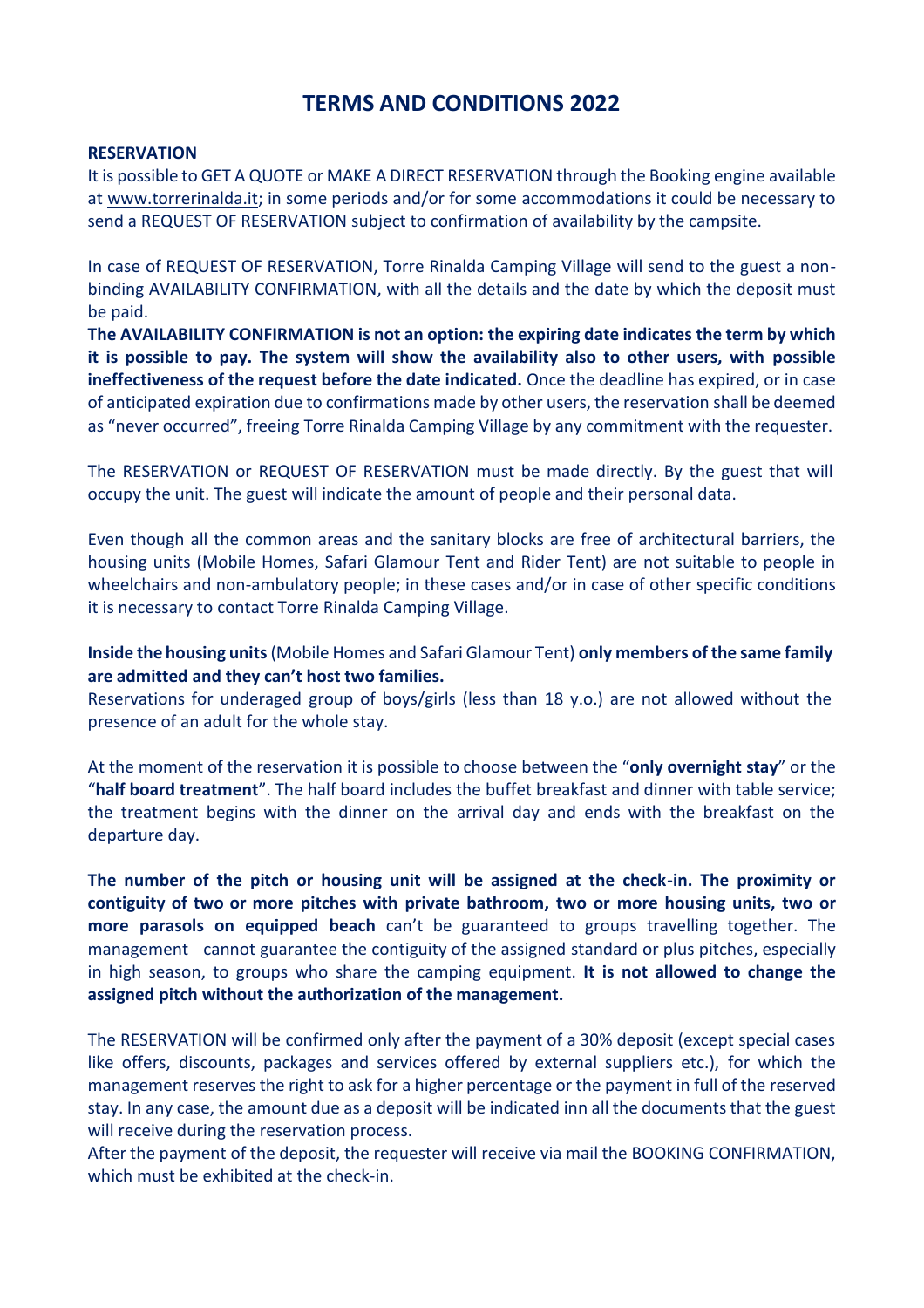# TERMS AND CONDITIONS 2022

**RESERVATION**

It is possible to GET A QUOTE or MAKE A DIRECT RESERVATION through the Booking engine available at www.torrerinalda.it; in some periods and/or for some accommodations it could be necessary to send a REQUEST OF RESERVATION subject to confirmation of availability by the campsite.

In case of REQUEST OF RESERVATION, Torre Rinalda Camping Village will send to the guest a non-binding AVAILABILITY CONFIRMATION, with all the details and the date by which the deposit must be paid.

**The AVAILABILITY CONFIRMATION is not an option: the expiring date indicates the term by which it is possible to pay. The system will show the availability also to other users, with possible ineffectiveness of the request before the date indicated.** Once the deadline has expired, or in case of anticipated expiration due to confirmations made by other users, the reservation shall be deemed as "never occurred", freeing Torre Rinalda Camping Village by any commitment with the requester.

The RESERVATION or REQUEST OF RESERVATION must be made directly. By the guest that will occupy the unit. The guest will indicate the amount of people and their personal data.

Even though all the common areas and the sanitary blocks are free of architectural barriers, the housing units (Mobile Homes, Safari Glamour Tent and Rider Tent) are not suitable to people in wheelchairs and non-ambulatory people; in these cases and/or in case of other specific conditions it is necessary to contact Torre Rinalda Camping Village.

**Inside the housing units** (Mobile Homes and Safari Glamour Tent) **only members of the same family are admitted and they can't host two families.**

Reservations for underaged group of boys/girls (less than 18 y.o.) are not allowed without the presence of an adult for the whole stay.

At the moment of the reservation it is possible to choose between the "**only overnight stay**" or the "**half board treatment**". The half board includes the buffet breakfast and dinner with table service; the treatment begins with the dinner on the arrival day and ends with the breakfast on the departure day.

**The number of the pitch or housing unit will be assigned at the check-in. The proximity or contiguity of two or more pitches with private bathroom, two or more housing units, two or more parasols on equipped beach** can't be guaranteed to groups travelling together. The management cannot guarantee the contiguity of the assigned standard or plus pitches, especially in high season, to groups who share the camping equipment. **It is not allowed to change the assigned pitch without the authorization of the management.**

The RESERVATION will be confirmed only after the payment of a 30% deposit (except special cases like offers, discounts, packages and services offered by external suppliers etc.), for which the management reserves the right to ask for a higher percentage or the payment in full of the reserved stay. In any case, the amount due as a deposit will be indicated inn all the documents that the guest will receive during the reservation process.

After the payment of the deposit, the requester will receive via mail the BOOKING CONFIRMATION, which must be exhibited at the check-in.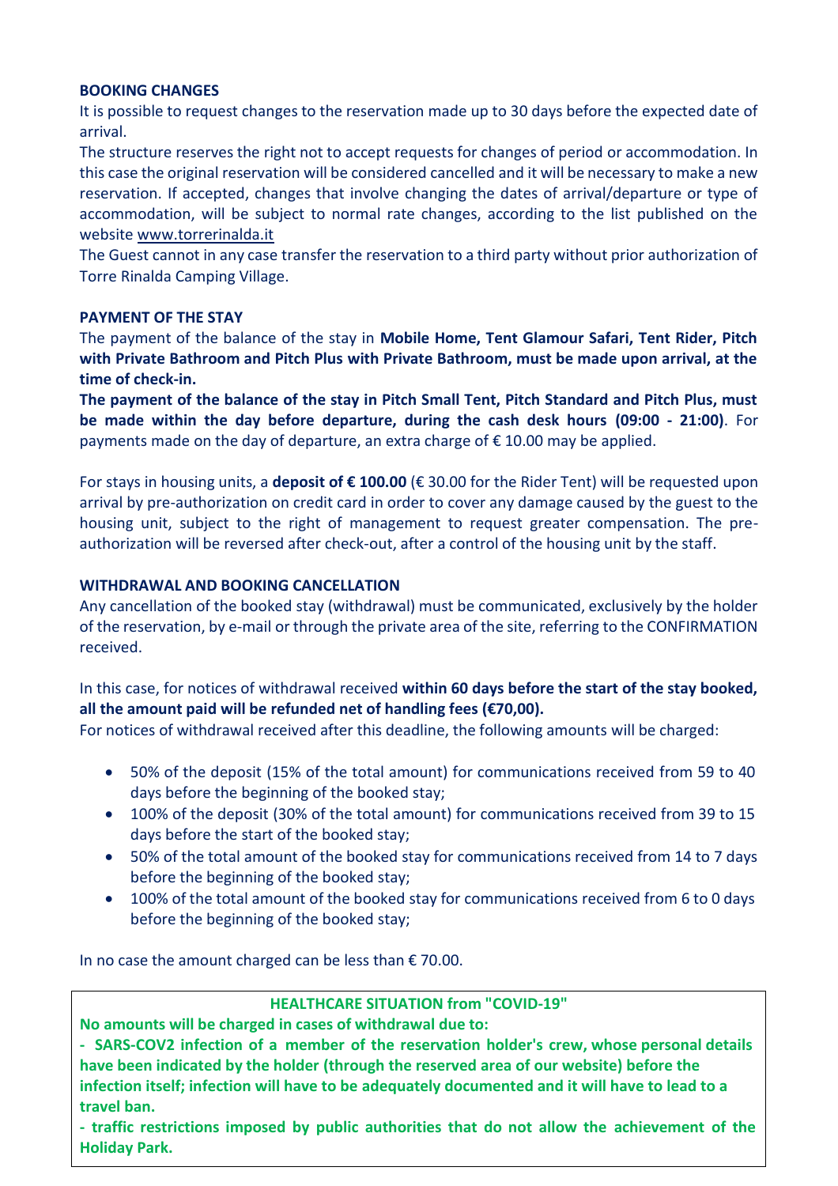**BOOKING CHANGES**

It is possible to request changes to the reservation made up to 30 days before the expected date of arrival.

The structure reserves the right not to accept requests for changes of period or accommodation. In this case the original reservation will be considered cancelled and it will be necessary to make a new reservation. If accepted, changes that involve changing the dates of arrival/departure or type of accommodation, will be subject to normal rate changes, according to the list published on the website www.torrerinalda.it

The Guest cannot in any case transfer the reservation to a third party without prior authorization of Torre Rinalda Camping Village.

**PAYMENT OF THE STAY**

The payment of the balance of the stay in **Mobile Home, Tent Glamour Safari, Tent Rider, Pitch with Private Bathroom and Pitch Plus with Private Bathroom, must be made upon arrival, at the time of check-in.**

**The payment of the balance of the stay in Pitch Small Tent, Pitch Standard and Pitch Plus, must be made within the day before departure, during the cash desk hours (09:00 - 21:00)**. For payments made on the day of departure, an extra charge of € 10.00 may be applied.

For stays in housing units, a **deposit of € 100.00** (€ 30.00 for the Rider Tent) will be requested upon arrival by pre-authorization on credit card in order to cover any damage caused by the guest to the housing unit, subject to the right of management to request greater compensation. The pre-authorization will be reversed after check-out, after a control of the housing unit by the staff.

**WITHDRAWAL AND BOOKING CANCELLATION**

Any cancellation of the booked stay (withdrawal) must be communicated, exclusively by the holder of the reservation, by e-mail or through the private area of the site, referring to the CONFIRMATION received.

In this case, for notices of withdrawal received **within 60 days before the start of the stay booked, all the amount paid will be refunded net of handling fees (€70,00).**

For notices of withdrawal received after this deadline, the following amounts will be charged:

- 50% of the deposit (15% of the total amount) for communications received from 59 to 40 days before the beginning of the booked stay;
- 100% of the deposit (30% of the total amount) for communications received from 39 to 15 days before the start of the booked stay;
- 50% of the total amount of the booked stay for communications received from 14 to 7 days before the beginning of the booked stay;
- 100% of the total amount of the booked stay for communications received from 6 to 0 days before the beginning of the booked stay;

In no case the amount charged can be less than € 70.00.

**HEALTHCARE SITUATION from "COVID-19"**

**No amounts will be charged in cases of withdrawal due to:**

**- SARS-COV2 infection of a member of the reservation holder's crew, whose personal details have been indicated by the holder (through the reserved area of our website) before the infection itself; infection will have to be adequately documented and it will have to lead to a travel ban.**

**- traffic restrictions imposed by public authorities that do not allow the achievement of the Holiday Park.**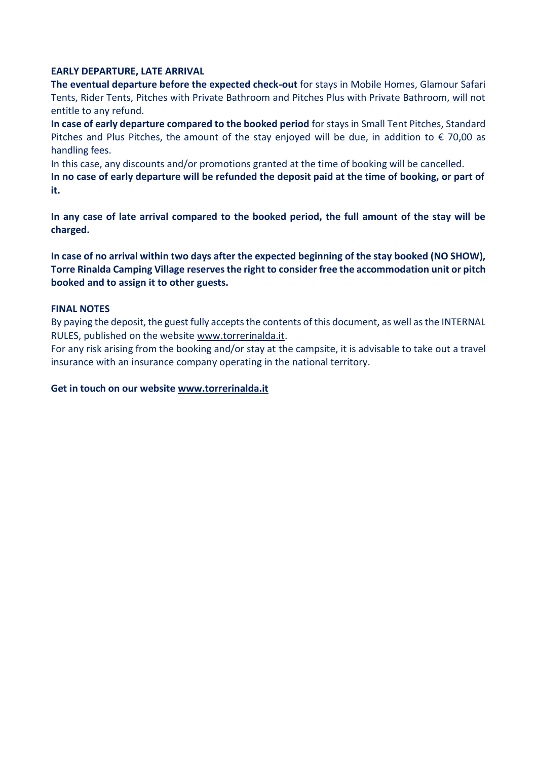**EARLY DEPARTURE, LATE ARRIVAL**

**The eventual departure before the expected check-out** for stays in Mobile Homes, Glamour Safari Tents, Rider Tents, Pitches with Private Bathroom and Pitches Plus with Private Bathroom, will not entitle to any refund.

**In case of early departure compared to the booked period** for stays in Small Tent Pitches, Standard Pitches and Plus Pitches, the amount of the stay enjoyed will be due, in addition to € 70,00 as handling fees.

In this case, any discounts and/or promotions granted at the time of booking will be cancelled.

**In no case of early departure will be refunded the deposit paid at the time of booking, or part of it.**

**In any case of late arrival compared to the booked period, the full amount of the stay will be charged.**

**In case of no arrival within two days after the expected beginning of the stay booked (NO SHOW), Torre Rinalda Camping Village reserves the right to consider free the accommodation unit or pitch booked and to assign it to other guests.**

**FINAL NOTES**

By paying the deposit, the guest fully accepts the contents of this document, as well as the INTERNAL RULES, published on the website www.torrerinalda.it.

For any risk arising from the booking and/or stay at the campsite, it is advisable to take out a travel insurance with an insurance company operating in the national territory.

**Get in touch on our website www.torrerinalda.it**